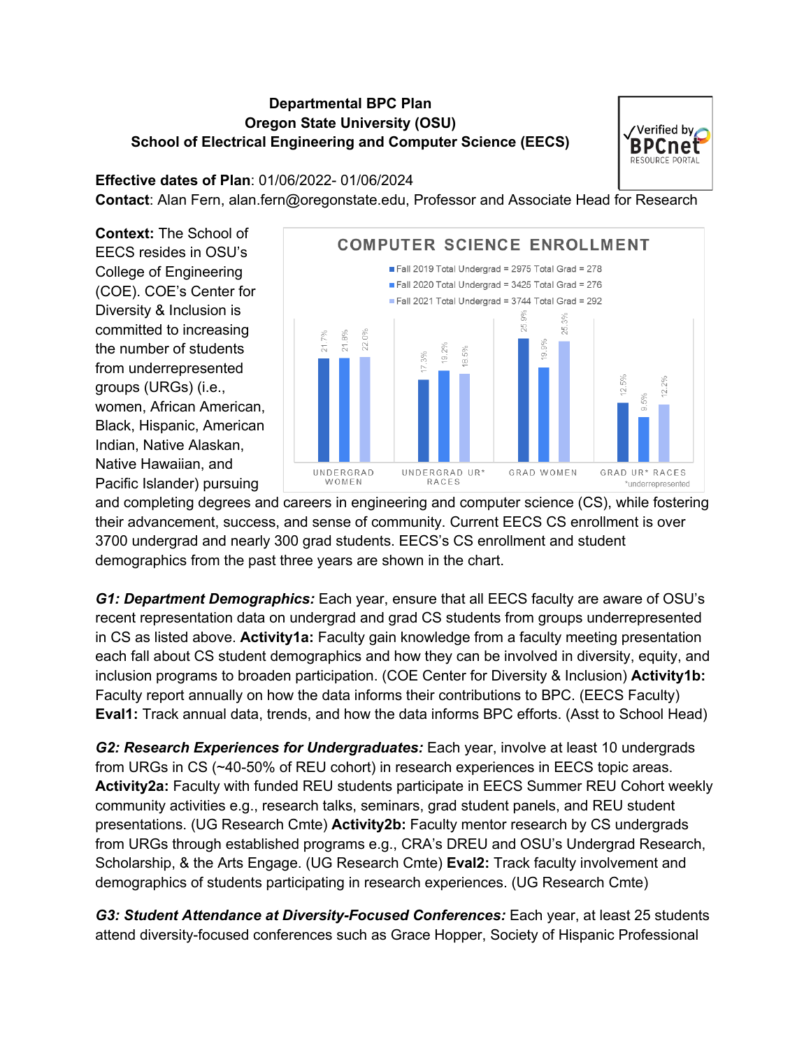**Departmental BPC Plan**
**Oregon State University (OSU)**
**School of Electrical Engineering and Computer Science (EECS)**

**Effective dates of Plan**: 01/06/2022- 01/06/2024
**Contact**: Alan Fern, alan.fern@oregonstate.edu, Professor and Associate Head for Research

**Context:** The School of EECS resides in OSU's College of Engineering (COE). COE's Center for Diversity & Inclusion is committed to increasing the number of students from underrepresented groups (URGs) (i.e., women, African American, Black, Hispanic, American Indian, Native Alaskan, Native Hawaiian, and Pacific Islander) pursuing and completing degrees and careers in engineering and computer science (CS), while fostering their advancement, success, and sense of community. Current EECS CS enrollment is over 3700 undergrad and nearly 300 grad students. EECS's CS enrollment and student demographics from the past three years are shown in the chart.

**COMPUTER SCIENCE ENROLLMENT**

| | Undergrad Women | Undergrad UR* Races | Grad Women | Grad UR* Races |
|---|---|---|---|---|
| Fall 2019 Total Undergrad = 2975 Total Grad = 278 | 21.7% | 17.3% | 25.9% | 12.5% |
| Fall 2020 Total Undergrad = 3425 Total Grad = 276 | 21.8% | 19.2% | 19.9% | 9.5% |
| Fall 2021 Total Undergrad = 3744 Total Grad = 292 | 22.0% | 18.5% | 25.3% | 12.2% |

*underrepresented

***G1: Department Demographics:*** Each year, ensure that all EECS faculty are aware of OSU's recent representation data on undergrad and grad CS students from groups underrepresented in CS as listed above. **Activity1a:** Faculty gain knowledge from a faculty meeting presentation each fall about CS student demographics and how they can be involved in diversity, equity, and inclusion programs to broaden participation. (COE Center for Diversity & Inclusion) **Activity1b:** Faculty report annually on how the data informs their contributions to BPC. (EECS Faculty) **Eval1:** Track annual data, trends, and how the data informs BPC efforts. (Asst to School Head)

***G2: Research Experiences for Undergraduates:*** Each year, involve at least 10 undergrads from URGs in CS (~40-50% of REU cohort) in research experiences in EECS topic areas. **Activity2a:** Faculty with funded REU students participate in EECS Summer REU Cohort weekly community activities e.g., research talks, seminars, grad student panels, and REU student presentations. (UG Research Cmte) **Activity2b:** Faculty mentor research by CS undergrads from URGs through established programs e.g., CRA's DREU and OSU's Undergrad Research, Scholarship, & the Arts Engage. (UG Research Cmte) **Eval2:** Track faculty involvement and demographics of students participating in research experiences. (UG Research Cmte)

***G3: Student Attendance at Diversity-Focused Conferences:*** Each year, at least 25 students attend diversity-focused conferences such as Grace Hopper, Society of Hispanic Professional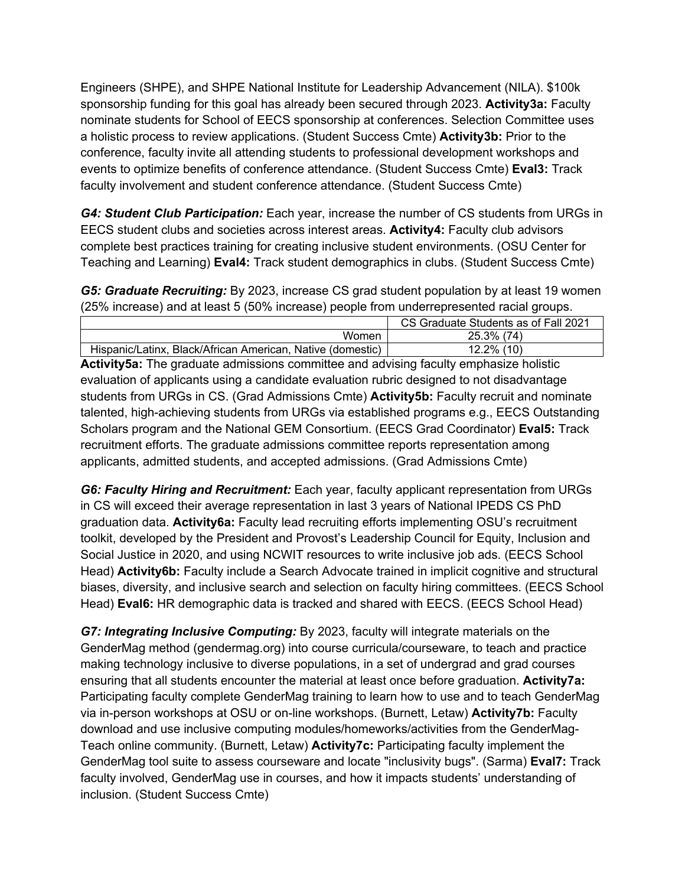Engineers (SHPE), and SHPE National Institute for Leadership Advancement (NILA). $100k sponsorship funding for this goal has already been secured through 2023. **Activity3a:** Faculty nominate students for School of EECS sponsorship at conferences. Selection Committee uses a holistic process to review applications. (Student Success Cmte) **Activity3b:** Prior to the conference, faculty invite all attending students to professional development workshops and events to optimize benefits of conference attendance. (Student Success Cmte) **Eval3:** Track faculty involvement and student conference attendance. (Student Success Cmte)

***G4: Student Club Participation:*** Each year, increase the number of CS students from URGs in EECS student clubs and societies across interest areas. **Activity4:** Faculty club advisors complete best practices training for creating inclusive student environments. (OSU Center for Teaching and Learning) **Eval4:** Track student demographics in clubs. (Student Success Cmte)

***G5: Graduate Recruiting:*** By 2023, increase CS grad student population by at least 19 women (25% increase) and at least 5 (50% increase) people from underrepresented racial groups.

| | CS Graduate Students as of Fall 2021 |
|---:|:---:|
| Women | 25.3% (74) |
| Hispanic/Latinx, Black/African American, Native (domestic) | 12.2% (10) |

**Activity5a:** The graduate admissions committee and advising faculty emphasize holistic evaluation of applicants using a candidate evaluation rubric designed to not disadvantage students from URGs in CS. (Grad Admissions Cmte) **Activity5b:** Faculty recruit and nominate talented, high-achieving students from URGs via established programs e.g., EECS Outstanding Scholars program and the National GEM Consortium. (EECS Grad Coordinator) **Eval5:** Track recruitment efforts. The graduate admissions committee reports representation among applicants, admitted students, and accepted admissions. (Grad Admissions Cmte)

***G6: Faculty Hiring and Recruitment:*** Each year, faculty applicant representation from URGs in CS will exceed their average representation in last 3 years of National IPEDS CS PhD graduation data. **Activity6a:** Faculty lead recruiting efforts implementing OSU's recruitment toolkit, developed by the President and Provost's Leadership Council for Equity, Inclusion and Social Justice in 2020, and using NCWIT resources to write inclusive job ads. (EECS School Head) **Activity6b:** Faculty include a Search Advocate trained in implicit cognitive and structural biases, diversity, and inclusive search and selection on faculty hiring committees. (EECS School Head) **Eval6:** HR demographic data is tracked and shared with EECS. (EECS School Head)

***G7: Integrating Inclusive Computing:*** By 2023, faculty will integrate materials on the GenderMag method (gendermag.org) into course curricula/courseware, to teach and practice making technology inclusive to diverse populations, in a set of undergrad and grad courses ensuring that all students encounter the material at least once before graduation. **Activity7a:** Participating faculty complete GenderMag training to learn how to use and to teach GenderMag via in-person workshops at OSU or on-line workshops. (Burnett, Letaw) **Activity7b:** Faculty download and use inclusive computing modules/homeworks/activities from the GenderMag-Teach online community. (Burnett, Letaw) **Activity7c:** Participating faculty implement the GenderMag tool suite to assess courseware and locate "inclusivity bugs". (Sarma) **Eval7:** Track faculty involved, GenderMag use in courses, and how it impacts students' understanding of inclusion. (Student Success Cmte)